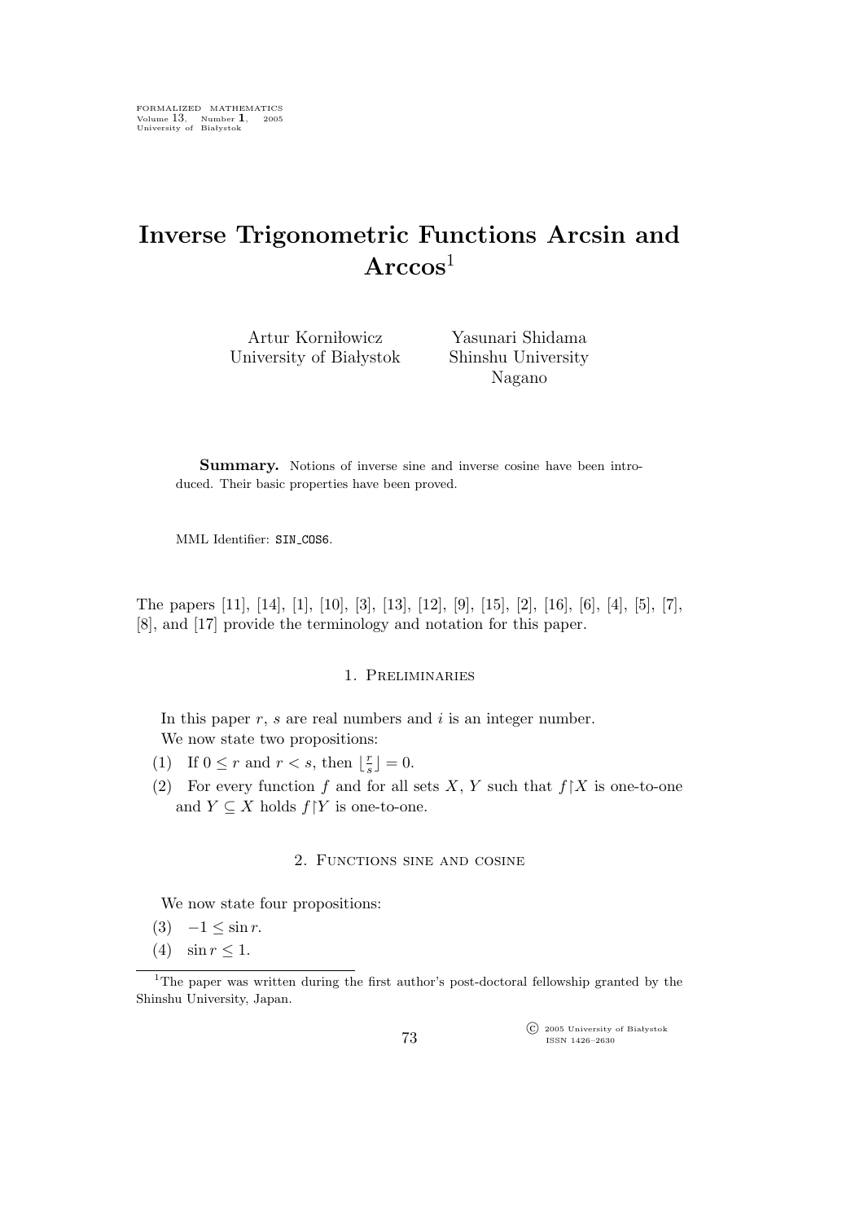FORMALIZED MATHEMATICS
Volume 13, Number 1, 2005
University of Białystok

# Inverse Trigonometric Functions Arcsin and Arccos[1]

Artur Korniłowicz
University of Białystok

Yasunari Shidama
Shinshu University
Nagano

**Summary.** Notions of inverse sine and inverse cosine have been introduced. Their basic properties have been proved.

MML Identifier: SIN_COS6.

The papers [11], [14], [1], [10], [3], [13], [12], [9], [15], [2], [16], [6], [4], [5], [7], [8], and [17] provide the terminology and notation for this paper.

## 1. Preliminaries

In this paper $r$, $s$ are real numbers and $i$ is an integer number.

We now state two propositions:

(1) If $0 \leq r$ and $r < s$, then $\lfloor \frac{r}{s} \rfloor = 0$.

(2) For every function $f$ and for all sets $X$, $Y$ such that $f \restriction X$ is one-to-one and $Y \subseteq X$ holds $f \restriction Y$ is one-to-one.

## 2. Functions sine and cosine

We now state four propositions:

(3) $-1 \leq \sin r$.

(4) $\sin r \leq 1$.

[1]The paper was written during the first author's post-doctoral fellowship granted by the Shinshu University, Japan.

© 2005 University of Białystok
ISSN 1426–2630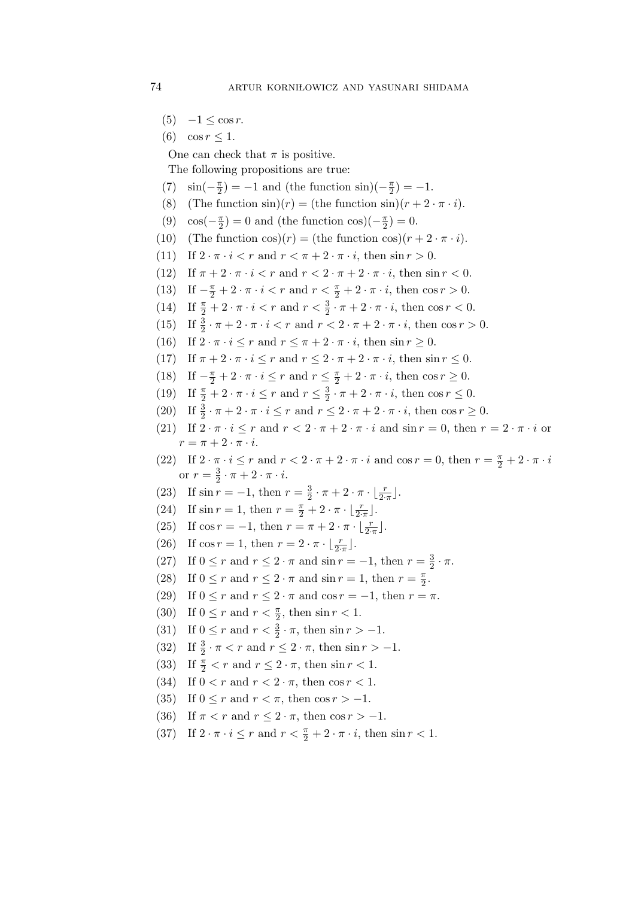(5) $-1 \leq \cos r$.

(6) $\cos r \leq 1$.

One can check that $\pi$ is positive.

The following propositions are true:

(7) $\sin(-\frac{\pi}{2}) = -1$ and (the function sin)$(-\frac{\pi}{2}) = -1$.

(8) (The function sin)$(r) =$ (the function sin)$(r + 2 \cdot \pi \cdot i)$.

(9) $\cos(-\frac{\pi}{2}) = 0$ and (the function cos)$(-\frac{\pi}{2}) = 0$.

(10) (The function cos)$(r) =$ (the function cos)$(r + 2 \cdot \pi \cdot i)$.

(11) If $2 \cdot \pi \cdot i < r$ and $r < \pi + 2 \cdot \pi \cdot i$, then $\sin r > 0$.

(12) If $\pi + 2 \cdot \pi \cdot i < r$ and $r < 2 \cdot \pi + 2 \cdot \pi \cdot i$, then $\sin r < 0$.

(13) If $-\frac{\pi}{2} + 2 \cdot \pi \cdot i < r$ and $r < \frac{\pi}{2} + 2 \cdot \pi \cdot i$, then $\cos r > 0$.

(14) If $\frac{\pi}{2} + 2 \cdot \pi \cdot i < r$ and $r < \frac{3}{2} \cdot \pi + 2 \cdot \pi \cdot i$, then $\cos r < 0$.

(15) If $\frac{3}{2} \cdot \pi + 2 \cdot \pi \cdot i < r$ and $r < 2 \cdot \pi + 2 \cdot \pi \cdot i$, then $\cos r > 0$.

(16) If $2 \cdot \pi \cdot i \leq r$ and $r \leq \pi + 2 \cdot \pi \cdot i$, then $\sin r \geq 0$.

(17) If $\pi + 2 \cdot \pi \cdot i \leq r$ and $r \leq 2 \cdot \pi + 2 \cdot \pi \cdot i$, then $\sin r \leq 0$.

(18) If $-\frac{\pi}{2} + 2 \cdot \pi \cdot i \leq r$ and $r \leq \frac{\pi}{2} + 2 \cdot \pi \cdot i$, then $\cos r \geq 0$.

(19) If $\frac{\pi}{2} + 2 \cdot \pi \cdot i \leq r$ and $r \leq \frac{3}{2} \cdot \pi + 2 \cdot \pi \cdot i$, then $\cos r \leq 0$.

(20) If $\frac{3}{2} \cdot \pi + 2 \cdot \pi \cdot i \leq r$ and $r \leq 2 \cdot \pi + 2 \cdot \pi \cdot i$, then $\cos r \geq 0$.

(21) If $2 \cdot \pi \cdot i \leq r$ and $r < 2 \cdot \pi + 2 \cdot \pi \cdot i$ and $\sin r = 0$, then $r = 2 \cdot \pi \cdot i$ or $r = \pi + 2 \cdot \pi \cdot i$.

(22) If $2 \cdot \pi \cdot i \leq r$ and $r < 2 \cdot \pi + 2 \cdot \pi \cdot i$ and $\cos r = 0$, then $r = \frac{\pi}{2} + 2 \cdot \pi \cdot i$ or $r = \frac{3}{2} \cdot \pi + 2 \cdot \pi \cdot i$.

(23) If $\sin r = -1$, then $r = \frac{3}{2} \cdot \pi + 2 \cdot \pi \cdot \lfloor \frac{r}{2 \cdot \pi} \rfloor$.

(24) If $\sin r = 1$, then $r = \frac{\pi}{2} + 2 \cdot \pi \cdot \lfloor \frac{r}{2 \cdot \pi} \rfloor$.

(25) If $\cos r = -1$, then $r = \pi + 2 \cdot \pi \cdot \lfloor \frac{r}{2 \cdot \pi} \rfloor$.

(26) If $\cos r = 1$, then $r = 2 \cdot \pi \cdot \lfloor \frac{r}{2 \cdot \pi} \rfloor$.

(27) If $0 \leq r$ and $r \leq 2 \cdot \pi$ and $\sin r = -1$, then $r = \frac{3}{2} \cdot \pi$.

(28) If $0 \leq r$ and $r \leq 2 \cdot \pi$ and $\sin r = 1$, then $r = \frac{\pi}{2}$.

(29) If $0 \leq r$ and $r \leq 2 \cdot \pi$ and $\cos r = -1$, then $r = \pi$.

(30) If $0 \leq r$ and $r < \frac{\pi}{2}$, then $\sin r < 1$.

(31) If $0 \leq r$ and $r < \frac{3}{2} \cdot \pi$, then $\sin r > -1$.

(32) If $\frac{3}{2} \cdot \pi < r$ and $r \leq 2 \cdot \pi$, then $\sin r > -1$.

(33) If $\frac{\pi}{2} < r$ and $r \leq 2 \cdot \pi$, then $\sin r < 1$.

(34) If $0 < r$ and $r < 2 \cdot \pi$, then $\cos r < 1$.

(35) If $0 \leq r$ and $r < \pi$, then $\cos r > -1$.

(36) If $\pi < r$ and $r \leq 2 \cdot \pi$, then $\cos r > -1$.

(37) If $2 \cdot \pi \cdot i \leq r$ and $r < \frac{\pi}{2} + 2 \cdot \pi \cdot i$, then $\sin r < 1$.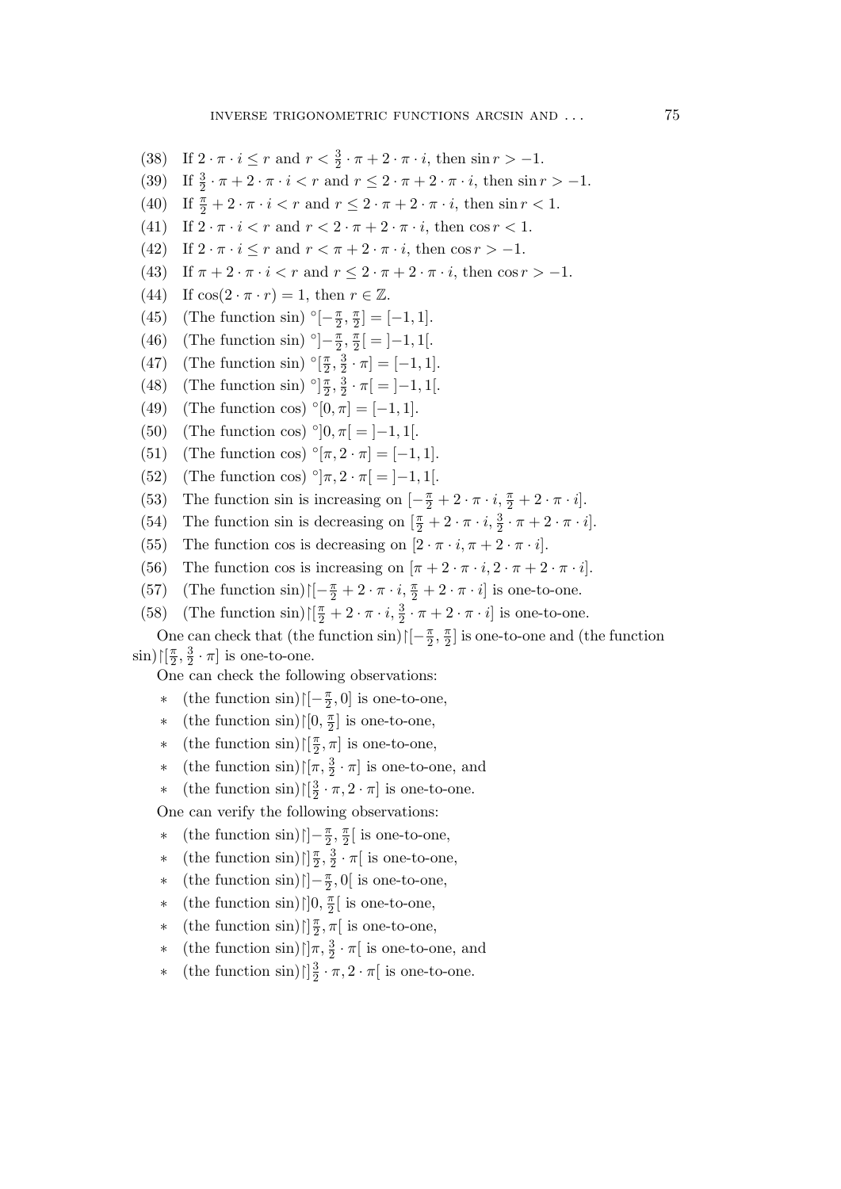(38) If $2 \cdot \pi \cdot i \leq r$ and $r < \frac{3}{2} \cdot \pi + 2 \cdot \pi \cdot i$, then $\sin r > -1$.

(39) If $\frac{3}{2} \cdot \pi + 2 \cdot \pi \cdot i < r$ and $r \leq 2 \cdot \pi + 2 \cdot \pi \cdot i$, then $\sin r > -1$.

(40) If $\frac{\pi}{2} + 2 \cdot \pi \cdot i < r$ and $r \leq 2 \cdot \pi + 2 \cdot \pi \cdot i$, then $\sin r < 1$.

(41) If $2 \cdot \pi \cdot i < r$ and $r < 2 \cdot \pi + 2 \cdot \pi \cdot i$, then $\cos r < 1$.

(42) If $2 \cdot \pi \cdot i \leq r$ and $r < \pi + 2 \cdot \pi \cdot i$, then $\cos r > -1$.

(43) If $\pi + 2 \cdot \pi \cdot i < r$ and $r \leq 2 \cdot \pi + 2 \cdot \pi \cdot i$, then $\cos r > -1$.

(44) If $\cos(2 \cdot \pi \cdot r) = 1$, then $r \in \mathbb{Z}$.

(45) (The function sin) $^\circ[-\frac{\pi}{2}, \frac{\pi}{2}] = [-1, 1]$.

(46) (The function sin) $^\circ]-\frac{\pi}{2}, \frac{\pi}{2}[ = ]-1, 1[$.

(47) (The function sin) $^\circ[\frac{\pi}{2}, \frac{3}{2} \cdot \pi] = [-1, 1]$.

(48) (The function sin) $^\circ]\frac{\pi}{2}, \frac{3}{2} \cdot \pi[ = ]-1, 1[$.

(49) (The function cos) $^\circ[0, \pi] = [-1, 1]$.

(50) (The function cos) $^\circ]0, \pi[ = ]-1, 1[$.

(51) (The function cos) $^\circ[\pi, 2 \cdot \pi] = [-1, 1]$.

(52) (The function cos) $^\circ]\pi, 2 \cdot \pi[ = ]-1, 1[$.

(53) The function sin is increasing on $[-\frac{\pi}{2} + 2 \cdot \pi \cdot i, \frac{\pi}{2} + 2 \cdot \pi \cdot i]$.

(54) The function sin is decreasing on $[\frac{\pi}{2} + 2 \cdot \pi \cdot i, \frac{3}{2} \cdot \pi + 2 \cdot \pi \cdot i]$.

(55) The function cos is decreasing on $[2 \cdot \pi \cdot i, \pi + 2 \cdot \pi \cdot i]$.

(56) The function cos is increasing on $[\pi + 2 \cdot \pi \cdot i, 2 \cdot \pi + 2 \cdot \pi \cdot i]$.

(57) (The function sin)$\restriction[-\frac{\pi}{2} + 2 \cdot \pi \cdot i, \frac{\pi}{2} + 2 \cdot \pi \cdot i]$ is one-to-one.

(58) (The function sin)$\restriction[\frac{\pi}{2} + 2 \cdot \pi \cdot i, \frac{3}{2} \cdot \pi + 2 \cdot \pi \cdot i]$ is one-to-one.

One can check that (the function sin)$\restriction[-\frac{\pi}{2}, \frac{\pi}{2}]$ is one-to-one and (the function sin)$\restriction[\frac{\pi}{2}, \frac{3}{2} \cdot \pi]$ is one-to-one.

One can check the following observations:

* (the function sin)$\restriction[-\frac{\pi}{2}, 0]$ is one-to-one,
* (the function sin)$\restriction[0, \frac{\pi}{2}]$ is one-to-one,
* (the function sin)$\restriction[\frac{\pi}{2}, \pi]$ is one-to-one,
* (the function sin)$\restriction[\pi, \frac{3}{2} \cdot \pi]$ is one-to-one, and
* (the function sin)$\restriction[\frac{3}{2} \cdot \pi, 2 \cdot \pi]$ is one-to-one.

One can verify the following observations:

* (the function sin)$\restriction]-\frac{\pi}{2}, \frac{\pi}{2}[$ is one-to-one,
* (the function sin)$\restriction]\frac{\pi}{2}, \frac{3}{2} \cdot \pi[$ is one-to-one,
* (the function sin)$\restriction]-\frac{\pi}{2}, 0[$ is one-to-one,
* (the function sin)$\restriction]0, \frac{\pi}{2}[$ is one-to-one,
* (the function sin)$\restriction]\frac{\pi}{2}, \pi[$ is one-to-one,
* (the function sin)$\restriction]\pi, \frac{3}{2} \cdot \pi[$ is one-to-one, and
* (the function sin)$\restriction]\frac{3}{2} \cdot \pi, 2 \cdot \pi[$ is one-to-one.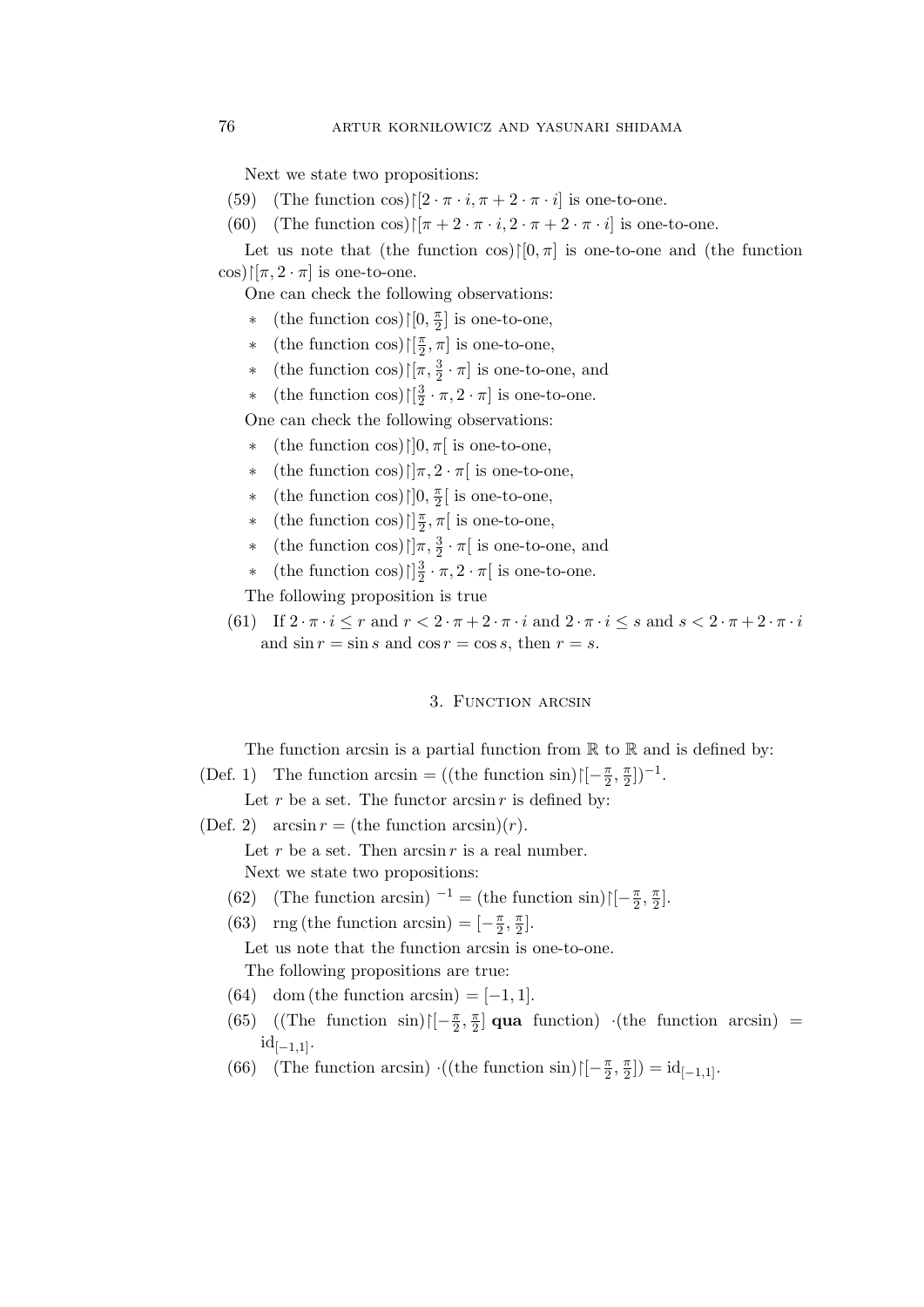Next we state two propositions:

(59) (The function cos)$\restriction[2 \cdot \pi \cdot i, \pi + 2 \cdot \pi \cdot i]$ is one-to-one.

(60) (The function cos)$\restriction[\pi + 2 \cdot \pi \cdot i, 2 \cdot \pi + 2 \cdot \pi \cdot i]$ is one-to-one.

Let us note that (the function cos)$\restriction[0, \pi]$ is one-to-one and (the function cos)$\restriction[\pi, 2 \cdot \pi]$ is one-to-one.

One can check the following observations:

* (the function cos)$\restriction[0, \frac{\pi}{2}]$ is one-to-one,
* (the function cos)$\restriction[\frac{\pi}{2}, \pi]$ is one-to-one,
* (the function cos)$\restriction[\pi, \frac{3}{2} \cdot \pi]$ is one-to-one, and
* (the function cos)$\restriction[\frac{3}{2} \cdot \pi, 2 \cdot \pi]$ is one-to-one.

One can check the following observations:

* (the function cos)$\restriction]0, \pi[$ is one-to-one,
* (the function cos)$\restriction]\pi, 2 \cdot \pi[$ is one-to-one,
* (the function cos)$\restriction]0, \frac{\pi}{2}[$ is one-to-one,
* (the function cos)$\restriction]\frac{\pi}{2}, \pi[$ is one-to-one,
* (the function cos)$\restriction]\pi, \frac{3}{2} \cdot \pi[$ is one-to-one, and
* (the function cos)$\restriction]\frac{3}{2} \cdot \pi, 2 \cdot \pi[$ is one-to-one.

The following proposition is true

(61) If $2 \cdot \pi \cdot i \leq r$ and $r < 2 \cdot \pi + 2 \cdot \pi \cdot i$ and $2 \cdot \pi \cdot i \leq s$ and $s < 2 \cdot \pi + 2 \cdot \pi \cdot i$ and $\sin r = \sin s$ and $\cos r = \cos s$, then $r = s$.

## 3. Function arcsin

The function arcsin is a partial function from $\mathbb{R}$ to $\mathbb{R}$ and is defined by:

(Def. 1) The function arcsin = ((the function sin)$\restriction[-\frac{\pi}{2}, \frac{\pi}{2}])^{-1}$.

Let $r$ be a set. The functor $\arcsin r$ is defined by:

(Def. 2) $\arcsin r$ = (the function arcsin)$(r)$.

Let $r$ be a set. Then $\arcsin r$ is a real number.

Next we state two propositions:

(62) (The function arcsin) $^{-1}$ = (the function sin)$\restriction[-\frac{\pi}{2}, \frac{\pi}{2}]$.

(63) rng (the function arcsin) $= [-\frac{\pi}{2}, \frac{\pi}{2}]$.

Let us note that the function arcsin is one-to-one.

The following propositions are true:

(64) dom (the function arcsin) $= [-1, 1]$.

(65) ((The function sin)$\restriction[-\frac{\pi}{2}, \frac{\pi}{2}]$ **qua** function) $\cdot$(the function arcsin) = $\mathrm{id}_{[-1,1]}$.

(66) (The function arcsin) $\cdot$((the function sin)$\restriction[-\frac{\pi}{2}, \frac{\pi}{2}]) = \mathrm{id}_{[-1,1]}$.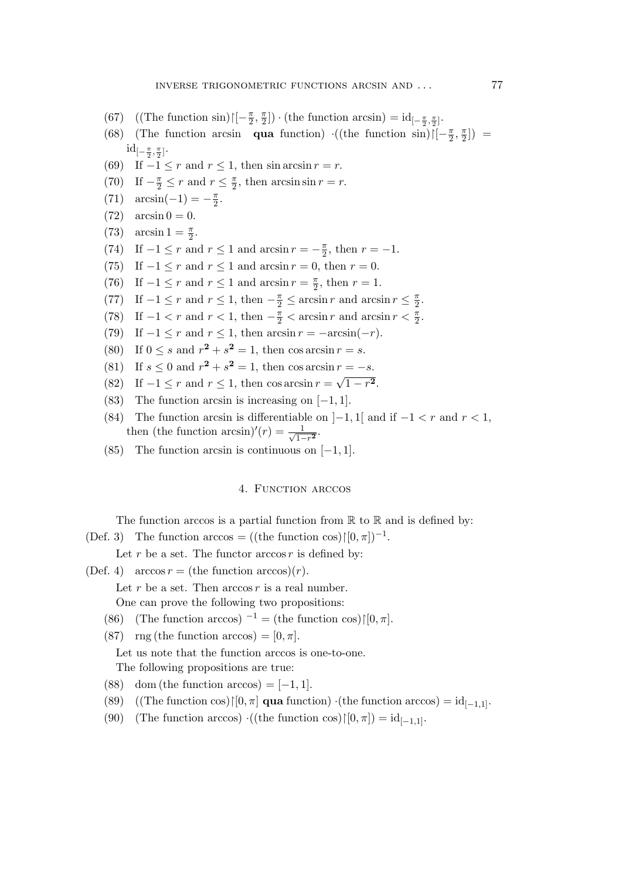(67) ((The function sin)$\restriction[-\frac{\pi}{2}, \frac{\pi}{2}]$) $\cdot$ (the function arcsin) $= \mathrm{id}_{[-\frac{\pi}{2}, \frac{\pi}{2}]}$.

(68) (The function arcsin **qua** function) $\cdot$((the function sin)$\restriction[-\frac{\pi}{2}, \frac{\pi}{2}]$) $= \mathrm{id}_{[-\frac{\pi}{2}, \frac{\pi}{2}]}$.

(69) If $-1 \leq r$ and $r \leq 1$, then $\sin \arcsin r = r$.

(70) If $-\frac{\pi}{2} \leq r$ and $r \leq \frac{\pi}{2}$, then $\arcsin \sin r = r$.

(71) $\arcsin(-1) = -\frac{\pi}{2}$.

(72) $\arcsin 0 = 0$.

(73) $\arcsin 1 = \frac{\pi}{2}$.

(74) If $-1 \leq r$ and $r \leq 1$ and $\arcsin r = -\frac{\pi}{2}$, then $r = -1$.

(75) If $-1 \leq r$ and $r \leq 1$ and $\arcsin r = 0$, then $r = 0$.

(76) If $-1 \leq r$ and $r \leq 1$ and $\arcsin r = \frac{\pi}{2}$, then $r = 1$.

(77) If $-1 \leq r$ and $r \leq 1$, then $-\frac{\pi}{2} \leq \arcsin r$ and $\arcsin r \leq \frac{\pi}{2}$.

(78) If $-1 < r$ and $r < 1$, then $-\frac{\pi}{2} < \arcsin r$ and $\arcsin r < \frac{\pi}{2}$.

(79) If $-1 \leq r$ and $r \leq 1$, then $\arcsin r = -\arcsin(-r)$.

(80) If $0 \leq s$ and $r^{\mathbf{2}} + s^{\mathbf{2}} = 1$, then $\cos \arcsin r = s$.

(81) If $s \leq 0$ and $r^{\mathbf{2}} + s^{\mathbf{2}} = 1$, then $\cos \arcsin r = -s$.

(82) If $-1 \leq r$ and $r \leq 1$, then $\cos \arcsin r = \sqrt{1 - r^{\mathbf{2}}}$.

(83) The function arcsin is increasing on $[-1, 1]$.

(84) The function arcsin is differentiable on $]-1, 1[$ and if $-1 < r$ and $r < 1$, then (the function arcsin)$'(r) = \frac{1}{\sqrt{1-r^{\mathbf{2}}}}$.

(85) The function arcsin is continuous on $[-1, 1]$.

## 4. Function arccos

The function arccos is a partial function from $\mathbb{R}$ to $\mathbb{R}$ and is defined by:

(Def. 3) The function arccos $=$ ((the function cos)$\restriction[0, \pi]$)$^{-1}$.

Let $r$ be a set. The functor $\arccos r$ is defined by:

(Def. 4) $\arccos r =$ (the function arccos)$(r)$.

Let $r$ be a set. Then $\arccos r$ is a real number.

One can prove the following two propositions:

(86) (The function arccos) $^{-1}$ $=$ (the function cos)$\restriction[0, \pi]$.

(87) rng (the function arccos) $= [0, \pi]$.

Let us note that the function arccos is one-to-one.

The following propositions are true:

(88) dom (the function arccos) $= [-1, 1]$.

(89) ((The function cos)$\restriction[0, \pi]$ **qua** function) $\cdot$(the function arccos) $= \mathrm{id}_{[-1,1]}$.

(90) (The function arccos) $\cdot$((the function cos)$\restriction[0, \pi]$) $= \mathrm{id}_{[-1,1]}$.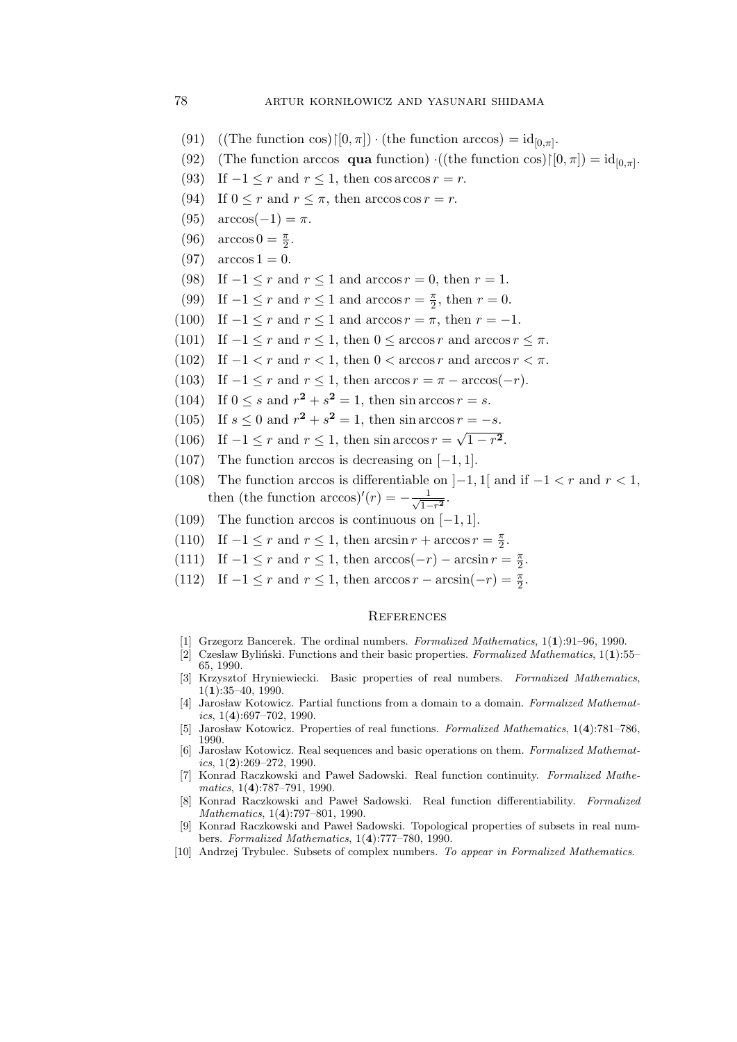(91) ((The function cos)$\restriction[0,\pi]$) $\cdot$ (the function arccos) $= \mathrm{id}_{[0,\pi]}$.

(92) (The function arccos **qua** function) $\cdot$((the function cos)$\restriction[0,\pi]$) $= \mathrm{id}_{[0,\pi]}$.

(93) If $-1 \leq r$ and $r \leq 1$, then $\cos \arccos r = r$.

(94) If $0 \leq r$ and $r \leq \pi$, then $\arccos \cos r = r$.

(95) $\arccos(-1) = \pi$.

(96) $\arccos 0 = \frac{\pi}{2}$.

(97) $\arccos 1 = 0$.

(98) If $-1 \leq r$ and $r \leq 1$ and $\arccos r = 0$, then $r = 1$.

(99) If $-1 \leq r$ and $r \leq 1$ and $\arccos r = \frac{\pi}{2}$, then $r = 0$.

(100) If $-1 \leq r$ and $r \leq 1$ and $\arccos r = \pi$, then $r = -1$.

(101) If $-1 \leq r$ and $r \leq 1$, then $0 \leq \arccos r$ and $\arccos r \leq \pi$.

(102) If $-1 < r$ and $r < 1$, then $0 < \arccos r$ and $\arccos r < \pi$.

(103) If $-1 \leq r$ and $r \leq 1$, then $\arccos r = \pi - \arccos(-r)$.

(104) If $0 \leq s$ and $r^{\mathbf{2}} + s^{\mathbf{2}} = 1$, then $\sin \arccos r = s$.

(105) If $s \leq 0$ and $r^{\mathbf{2}} + s^{\mathbf{2}} = 1$, then $\sin \arccos r = -s$.

(106) If $-1 \leq r$ and $r \leq 1$, then $\sin \arccos r = \sqrt{1 - r^{\mathbf{2}}}$.

(107) The function arccos is decreasing on $[-1, 1]$.

(108) The function arccos is differentiable on $]-1, 1[$ and if $-1 < r$ and $r < 1$, then (the function arccos)$'(r) = -\frac{1}{\sqrt{1-r^{\mathbf{2}}}}$.

(109) The function arccos is continuous on $[-1, 1]$.

(110) If $-1 \leq r$ and $r \leq 1$, then $\arcsin r + \arccos r = \frac{\pi}{2}$.

(111) If $-1 \leq r$ and $r \leq 1$, then $\arccos(-r) - \arcsin r = \frac{\pi}{2}$.

(112) If $-1 \leq r$ and $r \leq 1$, then $\arccos r - \arcsin(-r) = \frac{\pi}{2}$.

## References

[1] Grzegorz Bancerek. The ordinal numbers. *Formalized Mathematics*, 1(**1**):91–96, 1990.

[2] Czesław Byliński. Functions and their basic properties. *Formalized Mathematics*, 1(**1**):55–65, 1990.

[3] Krzysztof Hryniewiecki. Basic properties of real numbers. *Formalized Mathematics*, 1(**1**):35–40, 1990.

[4] Jarosław Kotowicz. Partial functions from a domain to a domain. *Formalized Mathematics*, 1(**4**):697–702, 1990.

[5] Jarosław Kotowicz. Properties of real functions. *Formalized Mathematics*, 1(**4**):781–786, 1990.

[6] Jarosław Kotowicz. Real sequences and basic operations on them. *Formalized Mathematics*, 1(**2**):269–272, 1990.

[7] Konrad Raczkowski and Paweł Sadowski. Real function continuity. *Formalized Mathematics*, 1(**4**):787–791, 1990.

[8] Konrad Raczkowski and Paweł Sadowski. Real function differentiability. *Formalized Mathematics*, 1(**4**):797–801, 1990.

[9] Konrad Raczkowski and Paweł Sadowski. Topological properties of subsets in real numbers. *Formalized Mathematics*, 1(**4**):777–780, 1990.

[10] Andrzej Trybulec. Subsets of complex numbers. *To appear in Formalized Mathematics*.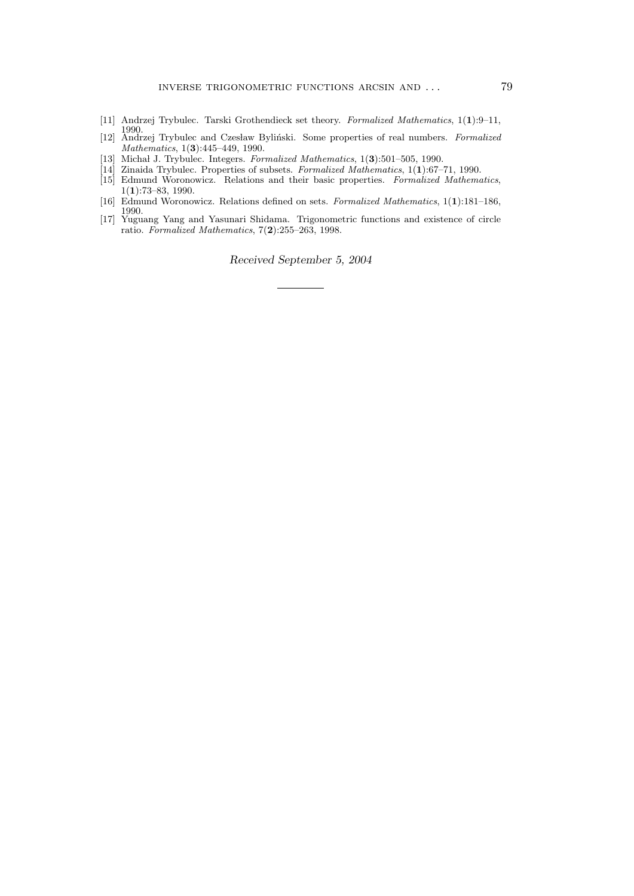[11] Andrzej Trybulec. Tarski Grothendieck set theory. *Formalized Mathematics*, 1(**1**):9–11, 1990.

[12] Andrzej Trybulec and Czesław Byliński. Some properties of real numbers. *Formalized Mathematics*, 1(**3**):445–449, 1990.

[13] Michał J. Trybulec. Integers. *Formalized Mathematics*, 1(**3**):501–505, 1990.

[14] Zinaida Trybulec. Properties of subsets. *Formalized Mathematics*, 1(**1**):67–71, 1990.

[15] Edmund Woronowicz. Relations and their basic properties. *Formalized Mathematics*, 1(**1**):73–83, 1990.

[16] Edmund Woronowicz. Relations defined on sets. *Formalized Mathematics*, 1(**1**):181–186, 1990.

[17] Yuguang Yang and Yasunari Shidama. Trigonometric functions and existence of circle ratio. *Formalized Mathematics*, 7(**2**):255–263, 1998.

*Received September 5, 2004*